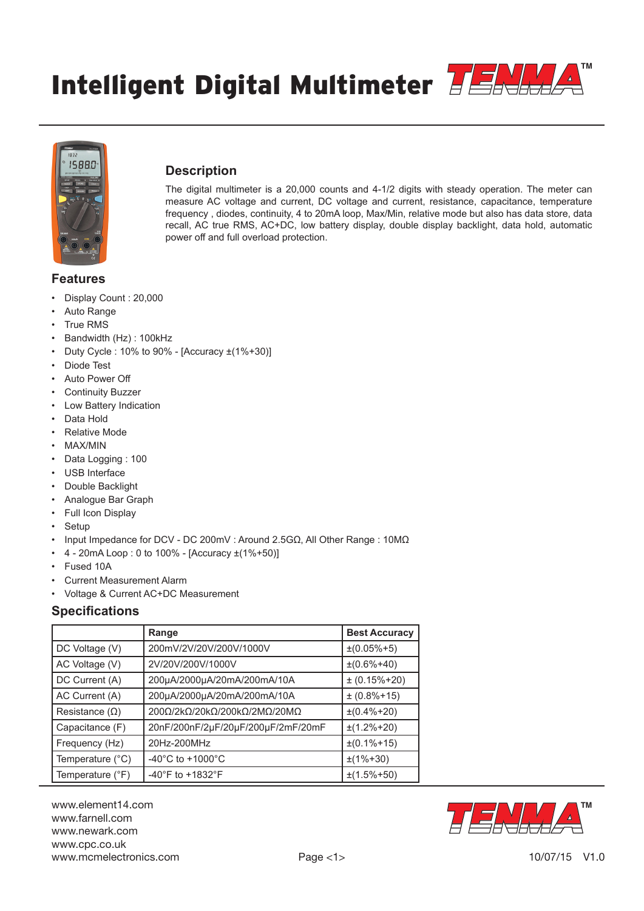# Intelligent Digital Multimeter

## Description

The digital multimeter is a 20,000 counts and 4-1/2 digits with steady operation. The meter can measure AC voltage and current, DC voltage and current, resistance, capacitance, temperature frequency , diodes, continuity, 4 to 20mA loop, Max/Min, relative mode but also has data store, data recall, AC true RMS, AC+DC, low battery display, double display backlight, data hold, automatic power off and full overload protection.

## Features

- Display Count : 20,000
- Auto Range
- True RMS
- Bandwidth (Hz) : 100kHz
- Duty Cycle : 10% to 90% - [Accuracy ±(1%+30)]
- Diode Test
- Auto Power Off
- Continuity Buzzer
- Low Battery Indication
- Data Hold
- Relative Mode
- MAX/MIN
- Data Logging : 100
- USB Interface
- Double Backlight
- Analogue Bar Graph
- Full Icon Display
- Setup
- Input Impedance for DCV - DC 200mV : Around 2.5GΩ, All Other Range : 10MΩ
- 4 - 20mA Loop : 0 to 100% - [Accuracy ±(1%+50)]
- Fused 10A
- Current Measurement Alarm
- Voltage & Current AC+DC Measurement

## Specifications

| | Range | Best Accuracy |
|---|---|---|
| DC Voltage (V) | 200mV/2V/20V/200V/1000V | ±(0.05%+5) |
| AC Voltage (V) | 2V/20V/200V/1000V | ±(0.6%+40) |
| DC Current (A) | 200μA/2000μA/20mA/200mA/10A | ± (0.15%+20) |
| AC Current (A) | 200μA/2000μA/20mA/200mA/10A | ± (0.8%+15) |
| Resistance (Ω) | 200Ω/2kΩ/20kΩ/200kΩ/2MΩ/20MΩ | ±(0.4%+20) |
| Capacitance (F) | 20nF/200nF/2μF/20μF/200μF/2mF/20mF | ±(1.2%+20) |
| Frequency (Hz) | 20Hz-200MHz | ±(0.1%+15) |
| Temperature (°C) | -40°C to +1000°C | ±(1%+30) |
| Temperature (°F) | -40°F to +1832°F | ±(1.5%+50) |

www.element14.com
www.farnell.com
www.newark.com
www.cpc.co.uk
www.mcmelectronics.com

10/07/15 V1.0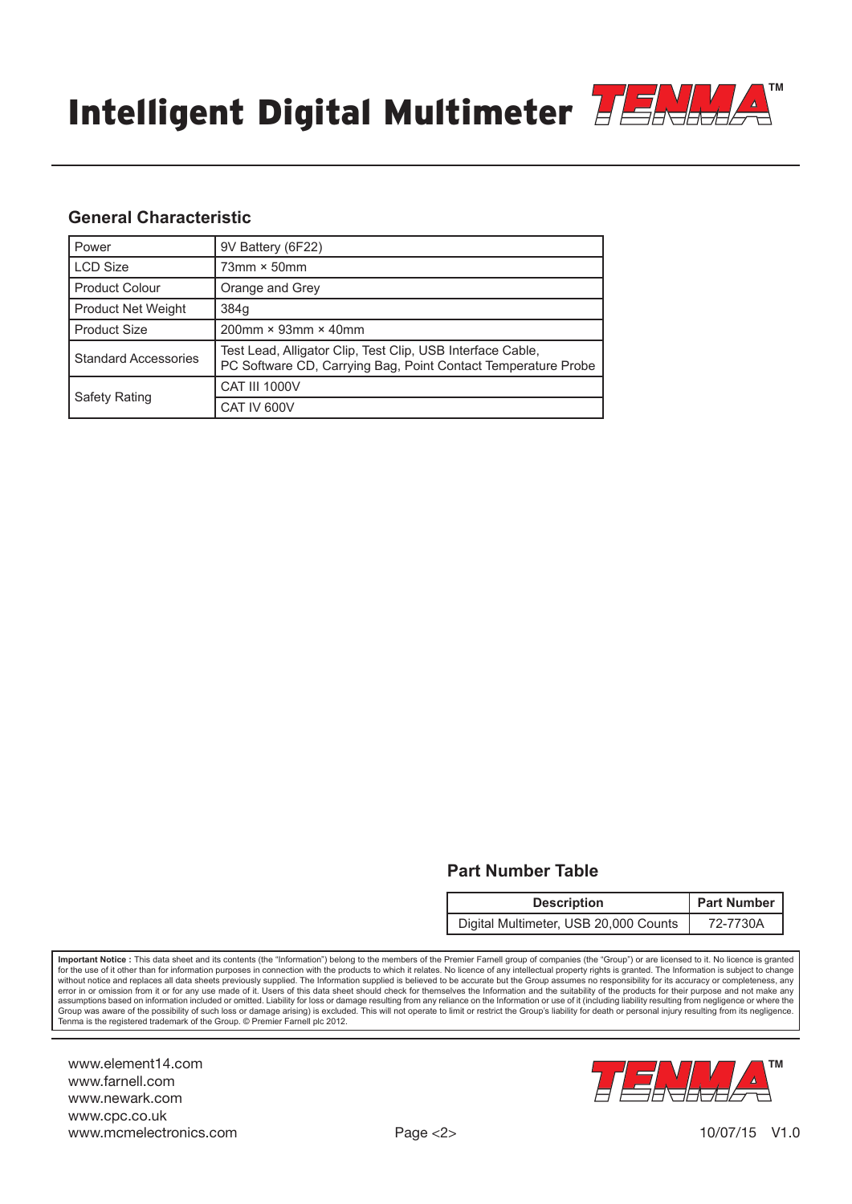# Intelligent Digital Multimeter TENMA™

## General Characteristic

| | |
|---|---|
| Power | 9V Battery (6F22) |
| LCD Size | 73mm × 50mm |
| Product Colour | Orange and Grey |
| Product Net Weight | 384g |
| Product Size | 200mm × 93mm × 40mm |
| Standard Accessories | Test Lead, Alligator Clip, Test Clip, USB Interface Cable, PC Software CD, Carrying Bag, Point Contact Temperature Probe |
| Safety Rating | CAT III 1000V |
| | CAT IV 600V |

## Part Number Table

| Description | Part Number |
|---|---|
| Digital Multimeter, USB 20,000 Counts | 72-7730A |

**Important Notice :** This data sheet and its contents (the "Information") belong to the members of the Premier Farnell group of companies (the "Group") or are licensed to it. No licence is granted for the use of it other than for information purposes in connection with the products to which it relates. No licence of any intellectual property rights is granted. The Information is subject to change without notice and replaces all data sheets previously supplied. The Information supplied is believed to be accurate but the Group assumes no responsibility for its accuracy or completeness, any error in or omission from it or for any use made of it. Users of this data sheet should check for themselves the Information and the suitability of the products for their purpose and not make any assumptions based on information included or omitted. Liability for loss or damage resulting from any reliance on the Information or use of it (including liability resulting from negligence or where the Group was aware of the possibility of such loss or damage arising) is excluded. This will not operate to limit or restrict the Group's liability for death or personal injury resulting from its negligence. Tenma is the registered trademark of the Group. © Premier Farnell plc 2012.

www.element14.com
www.farnell.com
www.newark.com
www.cpc.co.uk
www.mcmelectronics.com

TENMA™

10/07/15 V1.0